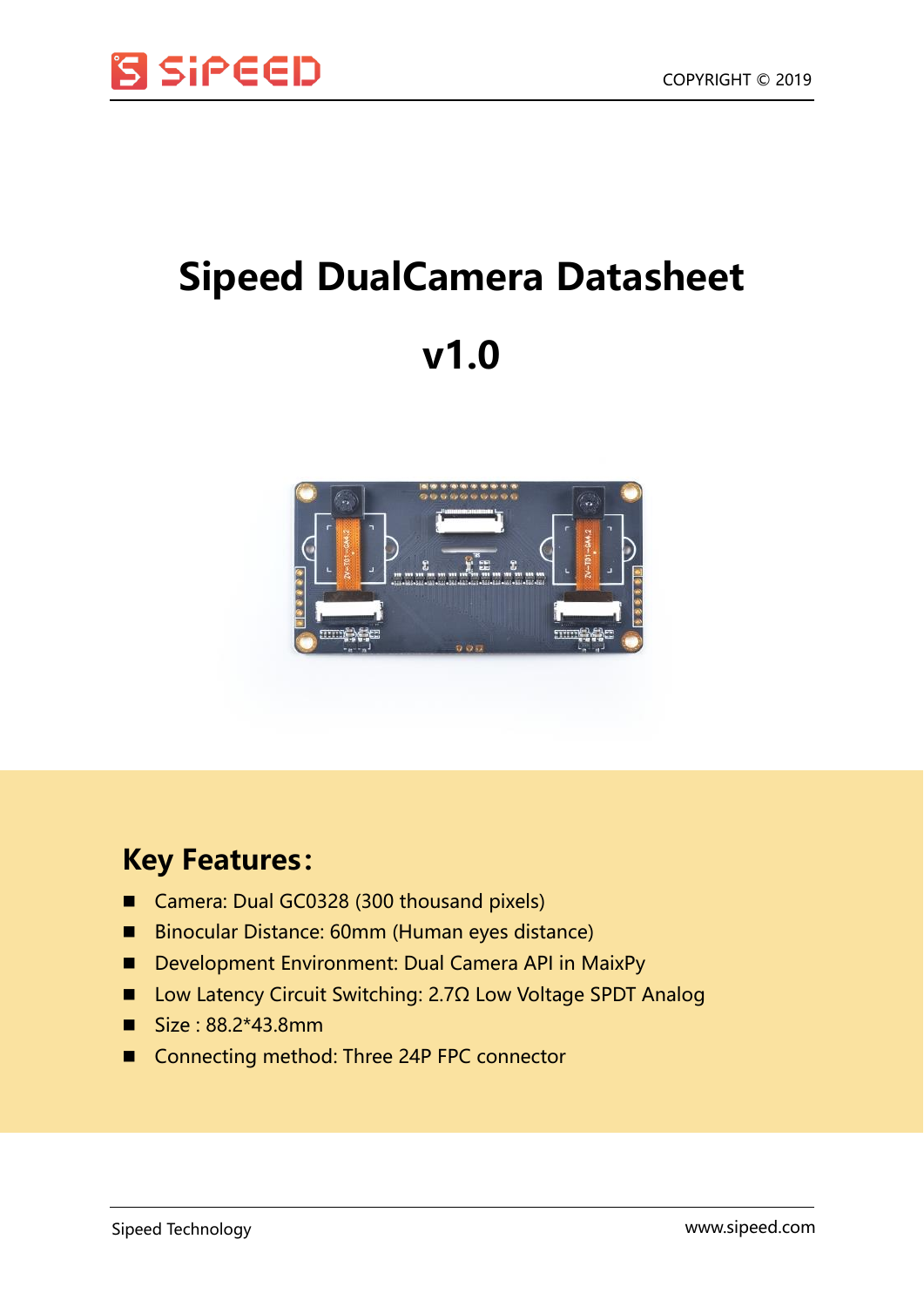# Sipeed DualCamera Datasheet

# v1.0

## Key Features:

- Camera: Dual GC0328 (300 thousand pixels)
- Binocular Distance: 60mm (Human eyes distance)
- Development Environment: Dual Camera API in MaixPy
- Low Latency Circuit Switching: 2.7Ω Low Voltage SPDT Analog
- Size : 88.2*43.8mm
- Connecting method: Three 24P FPC connector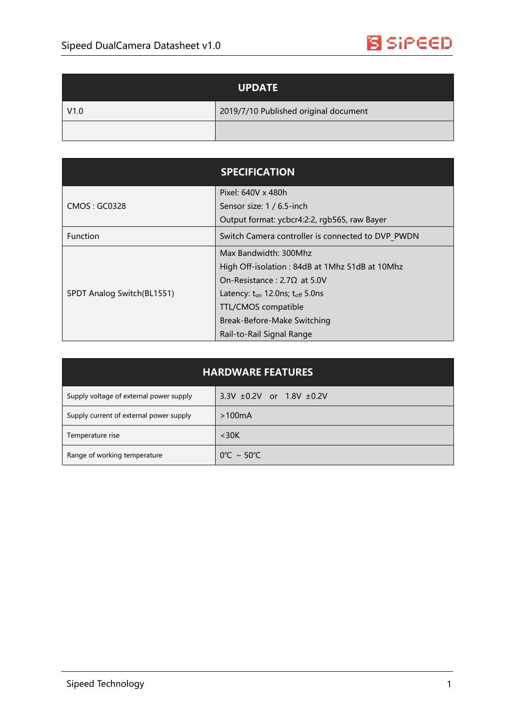| UPDATE | |
|---|---|
| V1.0 | 2019/7/10 Published original document |
| | |

| SPECIFICATION | |
|---|---|
| CMOS : GC0328 | Pixel: 640V x 480h<br>Sensor size: 1 / 6.5-inch<br>Output format: ycbcr4:2:2, rgb565, raw Bayer |
| Function | Switch Camera controller is connected to DVP_PWDN |
| SPDT Analog Switch(BL1551) | Max Bandwidth: 300Mhz<br>High Off-isolation : 84dB at 1Mhz 51dB at 10Mhz<br>On-Resistance : 2.7Ω at 5.0V<br>Latency: $t_{on}$ 12.0ns; $t_{off}$ 5.0ns<br>TTL/CMOS compatible<br>Break-Before-Make Switching<br>Rail-to-Rail Signal Range |

| HARDWARE FEATURES | |
|---|---|
| Supply voltage of external power supply | 3.3V ±0.2V or 1.8V ±0.2V |
| Supply current of external power supply | >100mA |
| Temperature rise | <30K |
| Range of working temperature | 0℃ ~ 50℃ |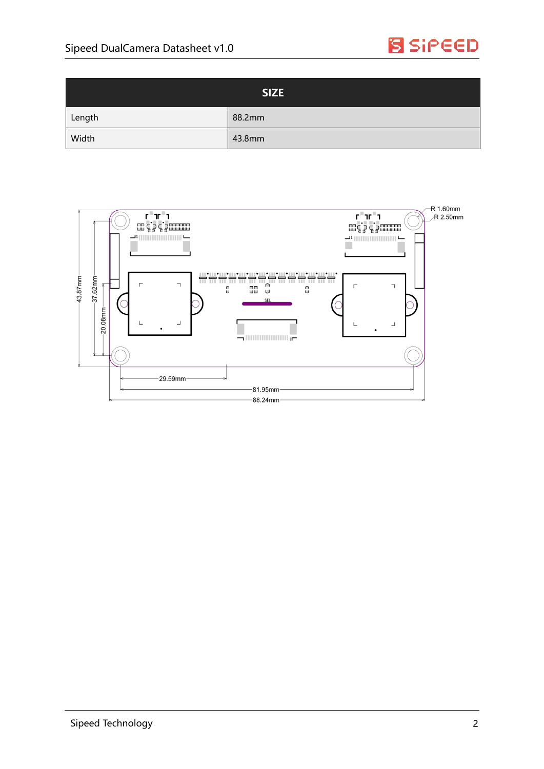| SIZE | |
|---|---|
| Length | 88.2mm |
| Width | 43.8mm |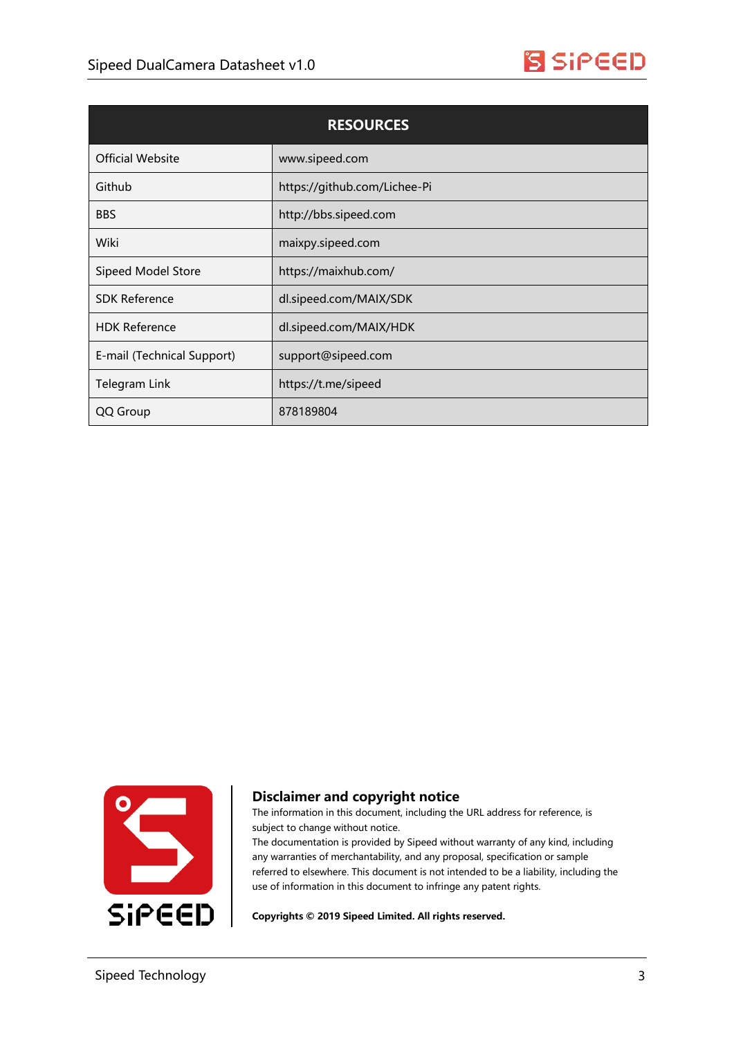| RESOURCES | |
|---|---|
| Official Website | www.sipeed.com |
| Github | https://github.com/Lichee-Pi |
| BBS | http://bbs.sipeed.com |
| Wiki | maixpy.sipeed.com |
| Sipeed Model Store | https://maixhub.com/ |
| SDK Reference | dl.sipeed.com/MAIX/SDK |
| HDK Reference | dl.sipeed.com/MAIX/HDK |
| E-mail (Technical Support) | support@sipeed.com |
| Telegram Link | https://t.me/sipeed |
| QQ Group | 878189804 |

## Disclaimer and copyright notice

The information in this document, including the URL address for reference, is subject to change without notice.
The documentation is provided by Sipeed without warranty of any kind, including any warranties of merchantability, and any proposal, specification or sample referred to elsewhere. This document is not intended to be a liability, including the use of information in this document to infringe any patent rights.

**Copyrights © 2019 Sipeed Limited. All rights reserved.**